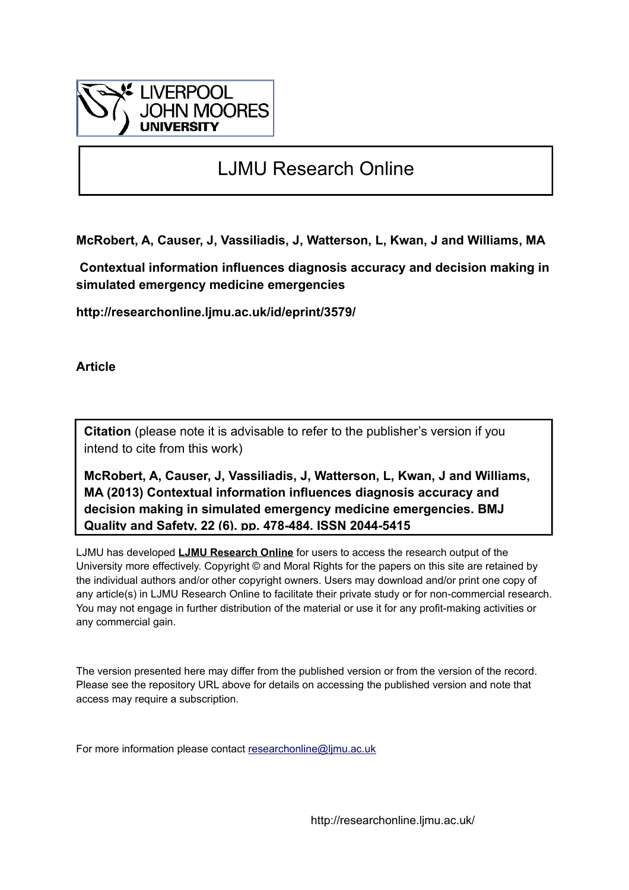LIVERPOOL JOHN MOORES UNIVERSITY

# LJMU Research Online

**McRobert, A, Causer, J, Vassiliadis, J, Watterson, L, Kwan, J and Williams, MA**

**Contextual information influences diagnosis accuracy and decision making in simulated emergency medicine emergencies**

**http://researchonline.ljmu.ac.uk/id/eprint/3579/**

**Article**

**Citation** (please note it is advisable to refer to the publisher's version if you intend to cite from this work)

**McRobert, A, Causer, J, Vassiliadis, J, Watterson, L, Kwan, J and Williams, MA (2013) Contextual information influences diagnosis accuracy and decision making in simulated emergency medicine emergencies. BMJ Quality and Safety, 22 (6). pp. 478-484. ISSN 2044-5415**

LJMU has developed **LJMU Research Online** for users to access the research output of the University more effectively. Copyright © and Moral Rights for the papers on this site are retained by the individual authors and/or other copyright owners. Users may download and/or print one copy of any article(s) in LJMU Research Online to facilitate their private study or for non-commercial research. You may not engage in further distribution of the material or use it for any profit-making activities or any commercial gain.

The version presented here may differ from the published version or from the version of the record. Please see the repository URL above for details on accessing the published version and note that access may require a subscription.

For more information please contact researchonline@ljmu.ac.uk

http://researchonline.ljmu.ac.uk/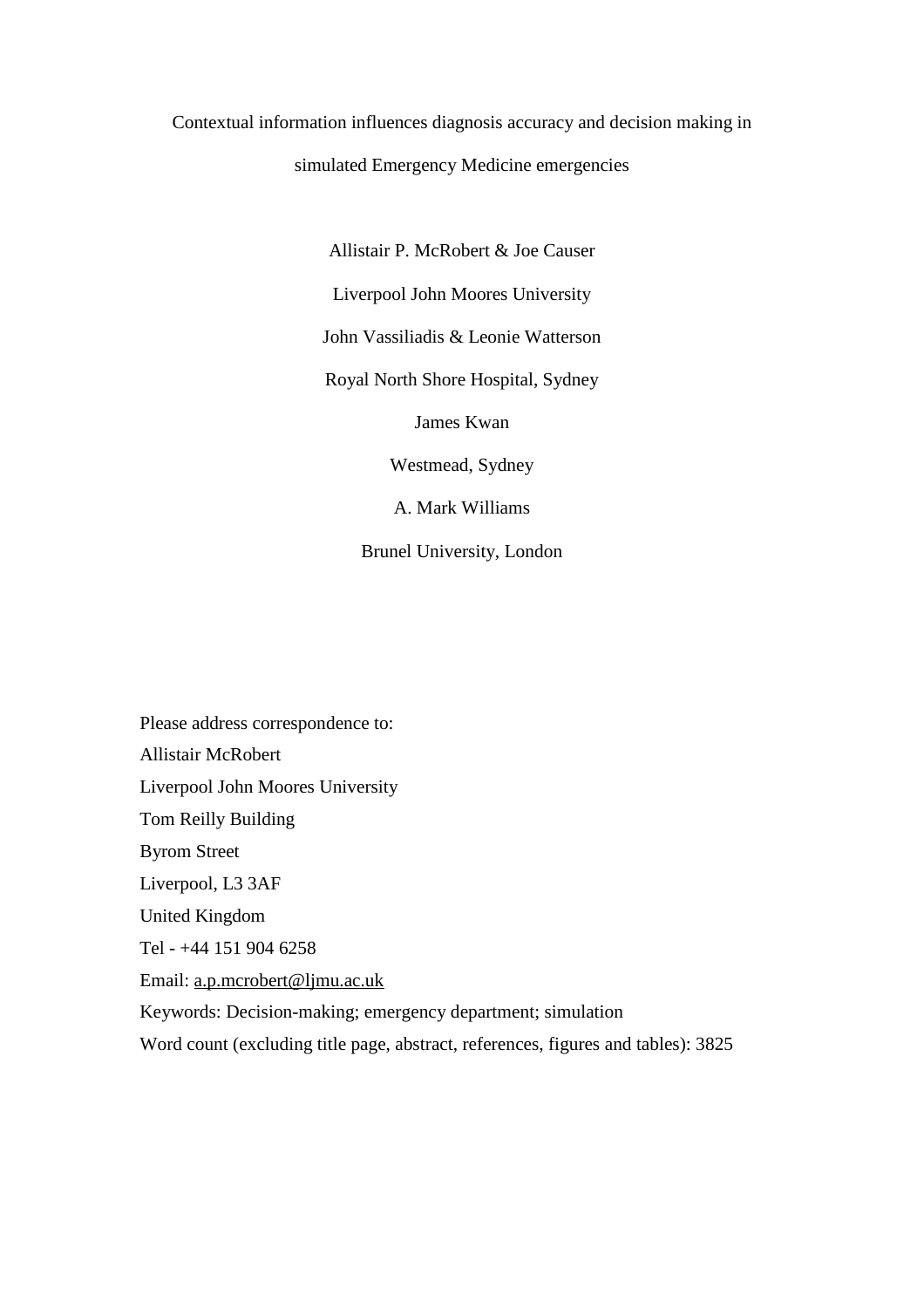# Contextual information influences diagnosis accuracy and decision making in simulated Emergency Medicine emergencies

Allistair P. McRobert & Joe Causer

Liverpool John Moores University

John Vassiliadis & Leonie Watterson

Royal North Shore Hospital, Sydney

James Kwan

Westmead, Sydney

A. Mark Williams

Brunel University, London

Please address correspondence to:

Allistair McRobert

Liverpool John Moores University

Tom Reilly Building

Byrom Street

Liverpool, L3 3AF

United Kingdom

Tel - +44 151 904 6258

Email: a.p.mcrobert@ljmu.ac.uk

Keywords: Decision-making; emergency department; simulation

Word count (excluding title page, abstract, references, figures and tables): 3825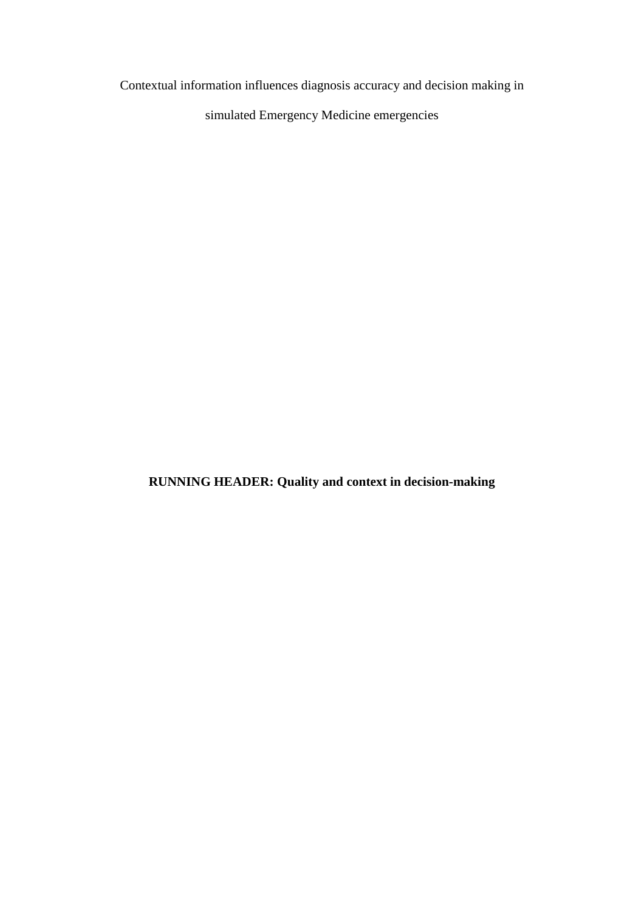Contextual information influences diagnosis accuracy and decision making in simulated Emergency Medicine emergencies

**RUNNING HEADER: Quality and context in decision-making**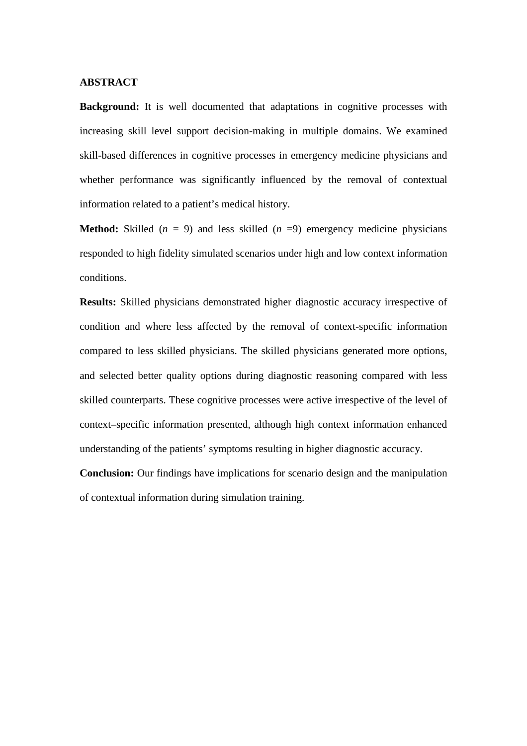## ABSTRACT

**Background:** It is well documented that adaptations in cognitive processes with increasing skill level support decision-making in multiple domains. We examined skill-based differences in cognitive processes in emergency medicine physicians and whether performance was significantly influenced by the removal of contextual information related to a patient's medical history.

**Method:** Skilled (*n* = 9) and less skilled (*n* =9) emergency medicine physicians responded to high fidelity simulated scenarios under high and low context information conditions.

**Results:** Skilled physicians demonstrated higher diagnostic accuracy irrespective of condition and where less affected by the removal of context-specific information compared to less skilled physicians. The skilled physicians generated more options, and selected better quality options during diagnostic reasoning compared with less skilled counterparts. These cognitive processes were active irrespective of the level of context–specific information presented, although high context information enhanced understanding of the patients' symptoms resulting in higher diagnostic accuracy.

**Conclusion:** Our findings have implications for scenario design and the manipulation of contextual information during simulation training.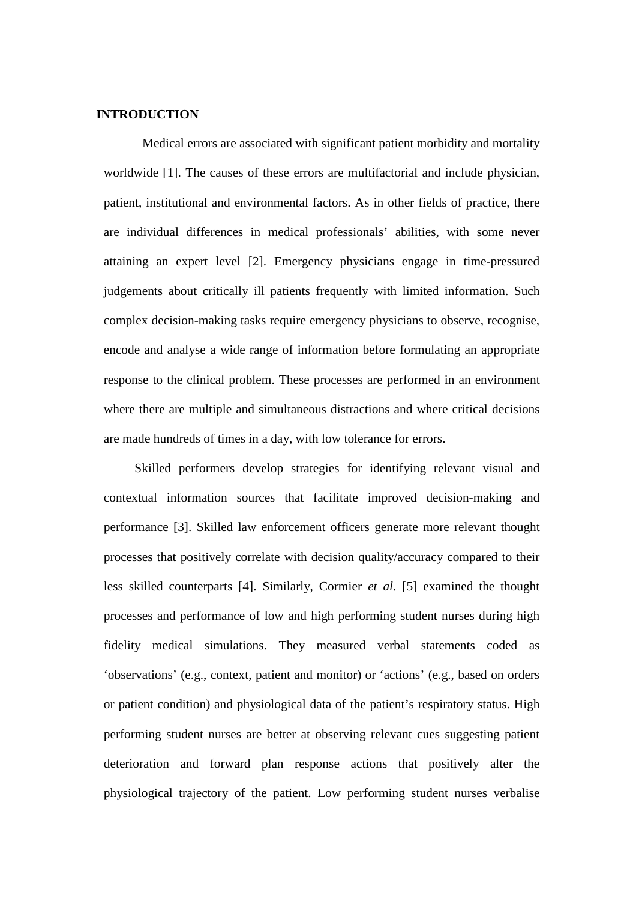# INTRODUCTION

Medical errors are associated with significant patient morbidity and mortality worldwide [1]. The causes of these errors are multifactorial and include physician, patient, institutional and environmental factors. As in other fields of practice, there are individual differences in medical professionals' abilities, with some never attaining an expert level [2]. Emergency physicians engage in time-pressured judgements about critically ill patients frequently with limited information. Such complex decision-making tasks require emergency physicians to observe, recognise, encode and analyse a wide range of information before formulating an appropriate response to the clinical problem. These processes are performed in an environment where there are multiple and simultaneous distractions and where critical decisions are made hundreds of times in a day, with low tolerance for errors.

Skilled performers develop strategies for identifying relevant visual and contextual information sources that facilitate improved decision-making and performance [3]. Skilled law enforcement officers generate more relevant thought processes that positively correlate with decision quality/accuracy compared to their less skilled counterparts [4]. Similarly, Cormier *et al*. [5] examined the thought processes and performance of low and high performing student nurses during high fidelity medical simulations. They measured verbal statements coded as 'observations' (e.g., context, patient and monitor) or 'actions' (e.g., based on orders or patient condition) and physiological data of the patient's respiratory status. High performing student nurses are better at observing relevant cues suggesting patient deterioration and forward plan response actions that positively alter the physiological trajectory of the patient. Low performing student nurses verbalise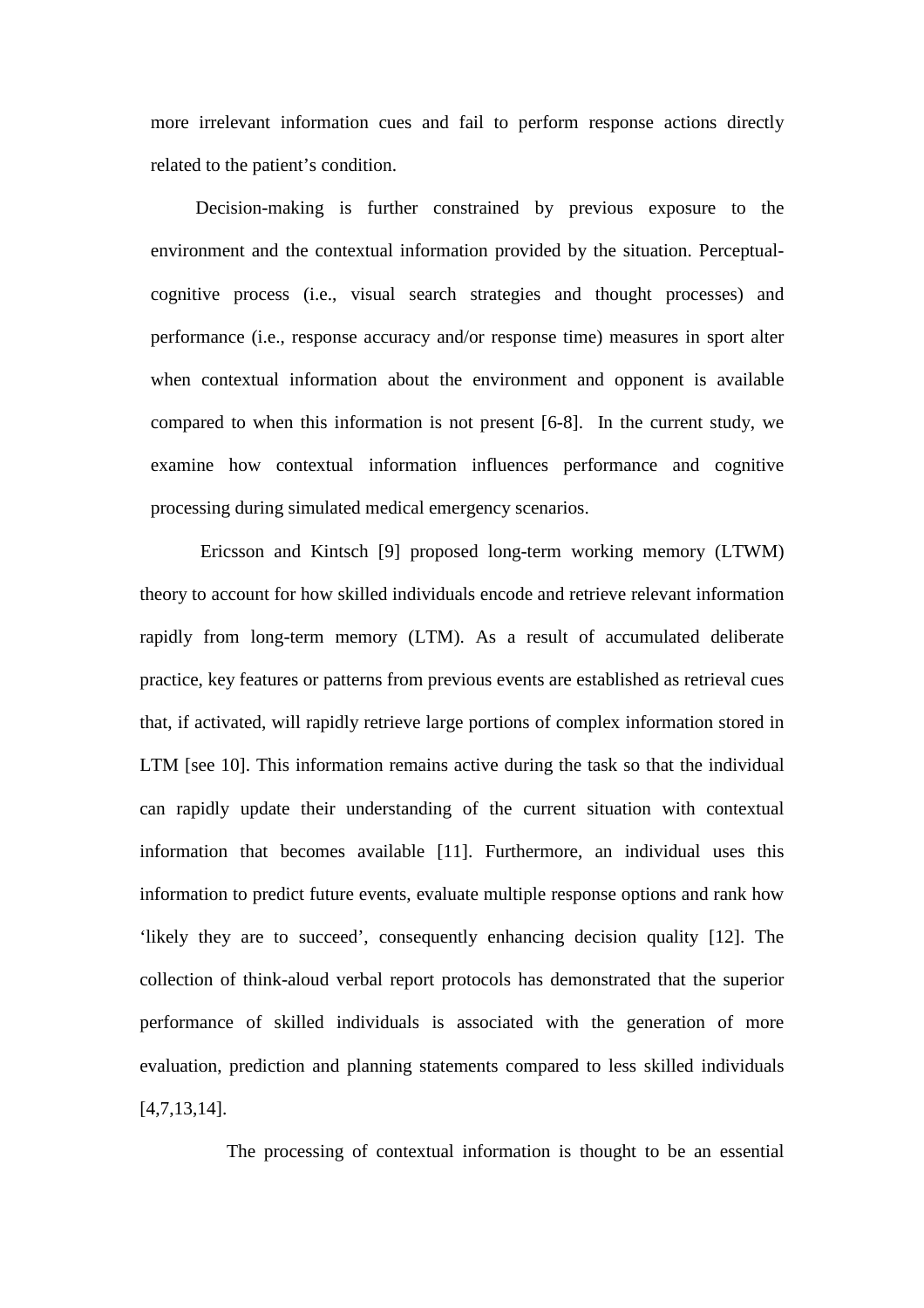more irrelevant information cues and fail to perform response actions directly related to the patient's condition.

Decision-making is further constrained by previous exposure to the environment and the contextual information provided by the situation. Perceptual-cognitive process (i.e., visual search strategies and thought processes) and performance (i.e., response accuracy and/or response time) measures in sport alter when contextual information about the environment and opponent is available compared to when this information is not present [6-8]. In the current study, we examine how contextual information influences performance and cognitive processing during simulated medical emergency scenarios.

Ericsson and Kintsch [9] proposed long-term working memory (LTWM) theory to account for how skilled individuals encode and retrieve relevant information rapidly from long-term memory (LTM). As a result of accumulated deliberate practice, key features or patterns from previous events are established as retrieval cues that, if activated, will rapidly retrieve large portions of complex information stored in LTM [see 10]. This information remains active during the task so that the individual can rapidly update their understanding of the current situation with contextual information that becomes available [11]. Furthermore, an individual uses this information to predict future events, evaluate multiple response options and rank how 'likely they are to succeed', consequently enhancing decision quality [12]. The collection of think-aloud verbal report protocols has demonstrated that the superior performance of skilled individuals is associated with the generation of more evaluation, prediction and planning statements compared to less skilled individuals [4,7,13,14].

The processing of contextual information is thought to be an essential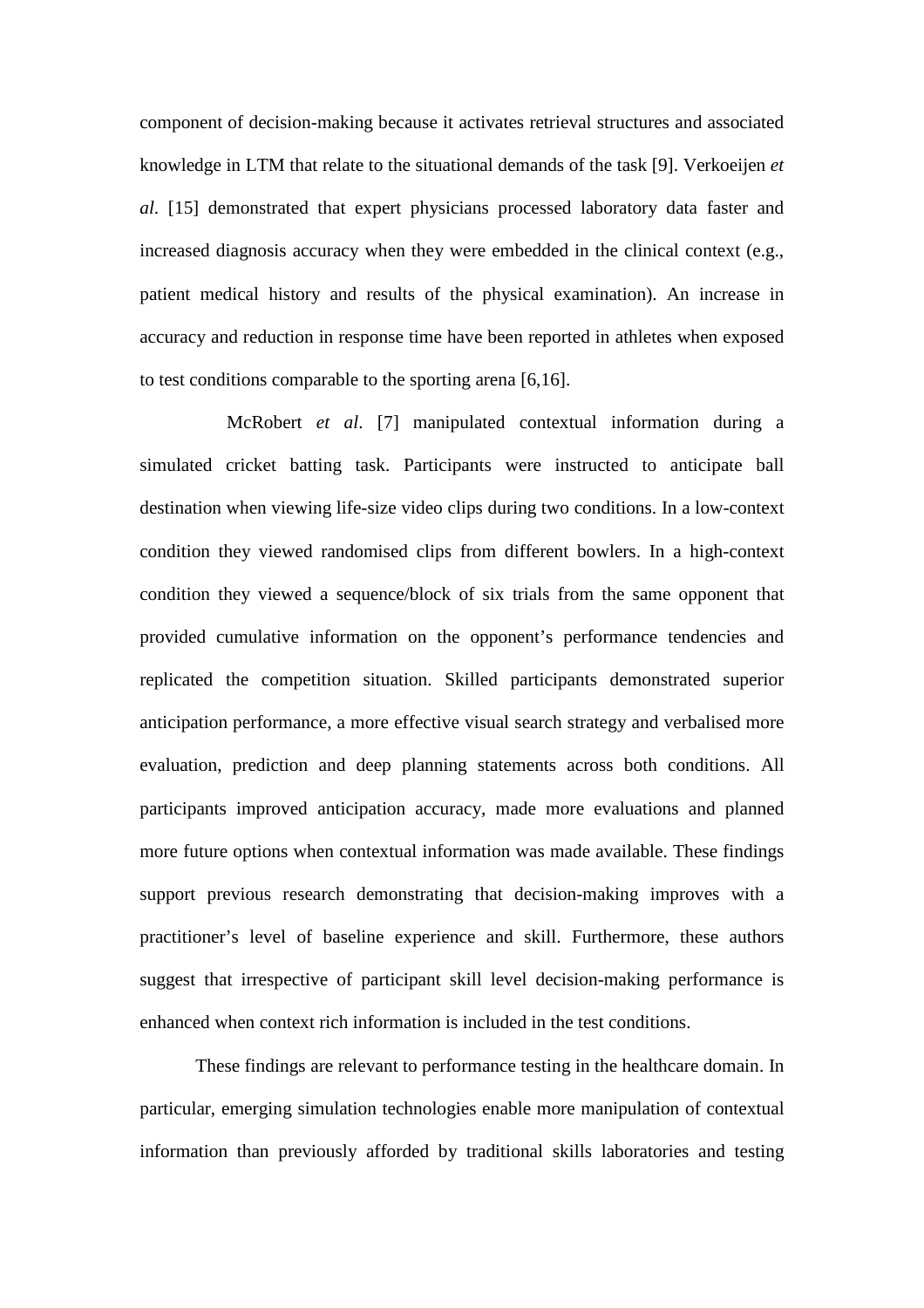component of decision-making because it activates retrieval structures and associated knowledge in LTM that relate to the situational demands of the task [9]. Verkoeijen *et al*. [15] demonstrated that expert physicians processed laboratory data faster and increased diagnosis accuracy when they were embedded in the clinical context (e.g., patient medical history and results of the physical examination). An increase in accuracy and reduction in response time have been reported in athletes when exposed to test conditions comparable to the sporting arena [6,16].

McRobert *et al*. [7] manipulated contextual information during a simulated cricket batting task. Participants were instructed to anticipate ball destination when viewing life-size video clips during two conditions. In a low-context condition they viewed randomised clips from different bowlers. In a high-context condition they viewed a sequence/block of six trials from the same opponent that provided cumulative information on the opponent's performance tendencies and replicated the competition situation. Skilled participants demonstrated superior anticipation performance, a more effective visual search strategy and verbalised more evaluation, prediction and deep planning statements across both conditions. All participants improved anticipation accuracy, made more evaluations and planned more future options when contextual information was made available. These findings support previous research demonstrating that decision-making improves with a practitioner's level of baseline experience and skill. Furthermore, these authors suggest that irrespective of participant skill level decision-making performance is enhanced when context rich information is included in the test conditions.

These findings are relevant to performance testing in the healthcare domain. In particular, emerging simulation technologies enable more manipulation of contextual information than previously afforded by traditional skills laboratories and testing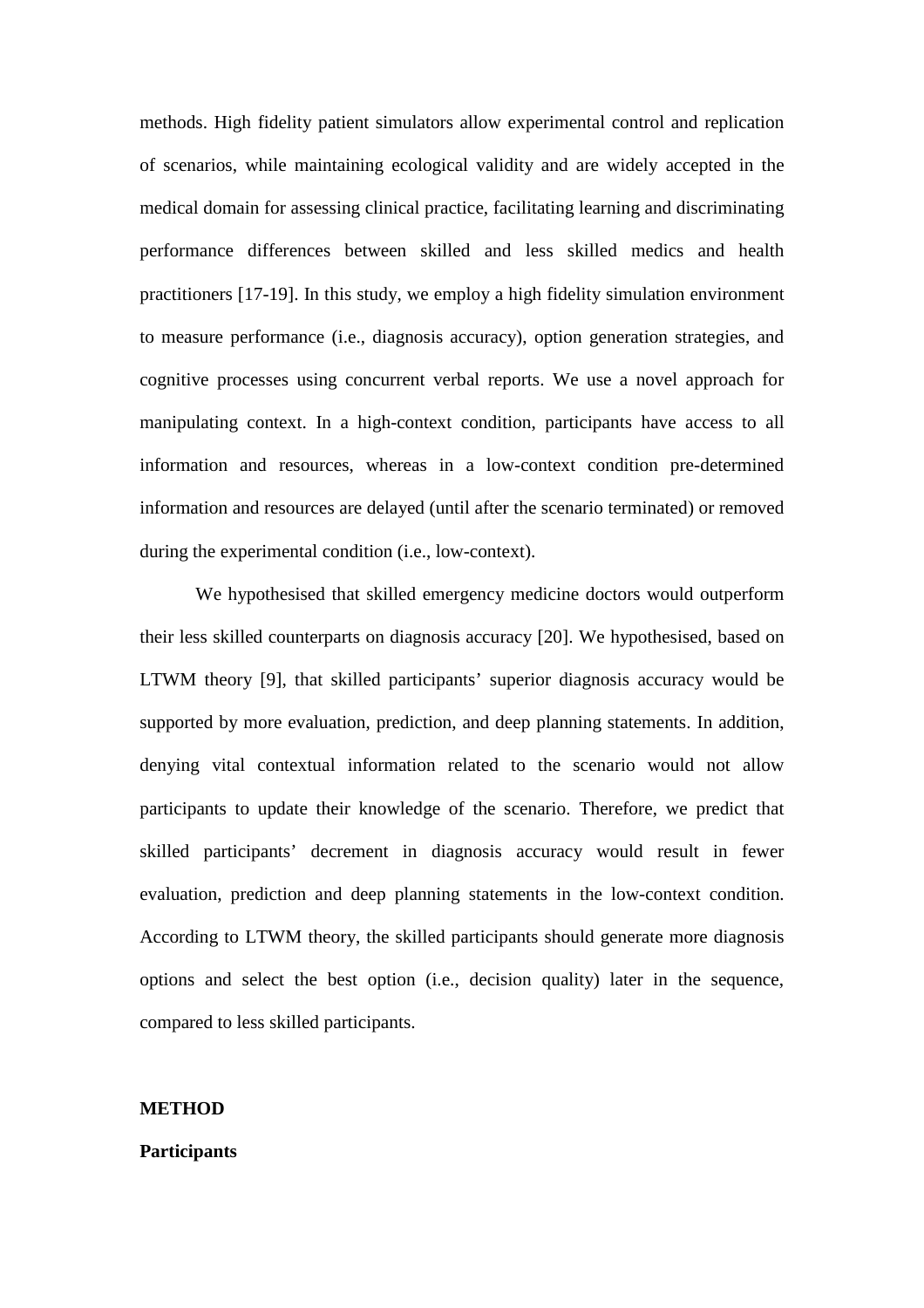methods. High fidelity patient simulators allow experimental control and replication of scenarios, while maintaining ecological validity and are widely accepted in the medical domain for assessing clinical practice, facilitating learning and discriminating performance differences between skilled and less skilled medics and health practitioners [17-19]. In this study, we employ a high fidelity simulation environment to measure performance (i.e., diagnosis accuracy), option generation strategies, and cognitive processes using concurrent verbal reports. We use a novel approach for manipulating context. In a high-context condition, participants have access to all information and resources, whereas in a low-context condition pre-determined information and resources are delayed (until after the scenario terminated) or removed during the experimental condition (i.e., low-context).

We hypothesised that skilled emergency medicine doctors would outperform their less skilled counterparts on diagnosis accuracy [20]. We hypothesised, based on LTWM theory [9], that skilled participants' superior diagnosis accuracy would be supported by more evaluation, prediction, and deep planning statements. In addition, denying vital contextual information related to the scenario would not allow participants to update their knowledge of the scenario. Therefore, we predict that skilled participants' decrement in diagnosis accuracy would result in fewer evaluation, prediction and deep planning statements in the low-context condition. According to LTWM theory, the skilled participants should generate more diagnosis options and select the best option (i.e., decision quality) later in the sequence, compared to less skilled participants.

## METHOD

### Participants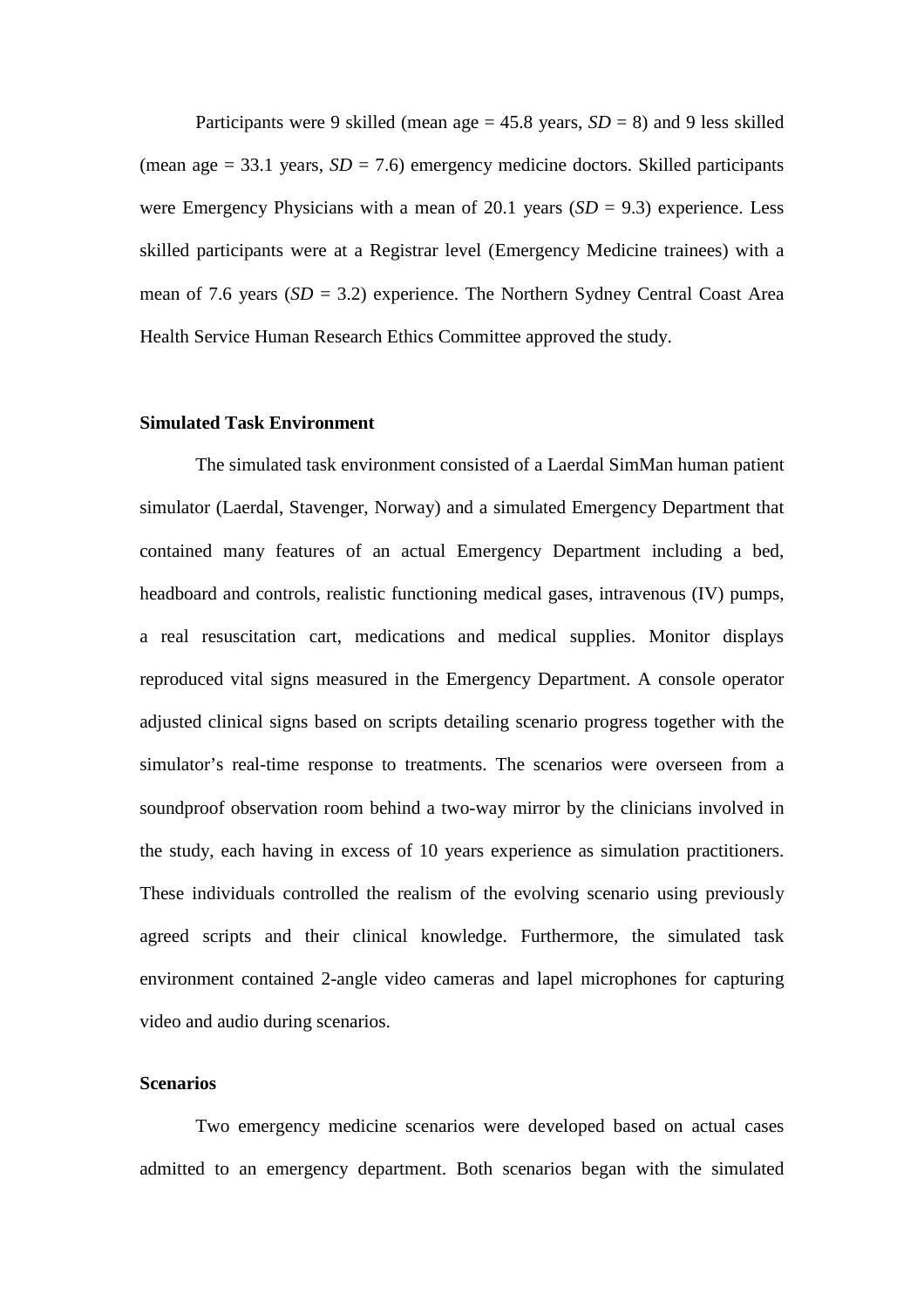Participants were 9 skilled (mean age = 45.8 years, *SD* = 8) and 9 less skilled (mean age = 33.1 years, *SD* = 7.6) emergency medicine doctors. Skilled participants were Emergency Physicians with a mean of 20.1 years (*SD* = 9.3) experience. Less skilled participants were at a Registrar level (Emergency Medicine trainees) with a mean of 7.6 years (*SD* = 3.2) experience. The Northern Sydney Central Coast Area Health Service Human Research Ethics Committee approved the study.

**Simulated Task Environment**

The simulated task environment consisted of a Laerdal SimMan human patient simulator (Laerdal, Stavenger, Norway) and a simulated Emergency Department that contained many features of an actual Emergency Department including a bed, headboard and controls, realistic functioning medical gases, intravenous (IV) pumps, a real resuscitation cart, medications and medical supplies. Monitor displays reproduced vital signs measured in the Emergency Department. A console operator adjusted clinical signs based on scripts detailing scenario progress together with the simulator's real-time response to treatments. The scenarios were overseen from a soundproof observation room behind a two-way mirror by the clinicians involved in the study, each having in excess of 10 years experience as simulation practitioners. These individuals controlled the realism of the evolving scenario using previously agreed scripts and their clinical knowledge. Furthermore, the simulated task environment contained 2-angle video cameras and lapel microphones for capturing video and audio during scenarios.

**Scenarios**

Two emergency medicine scenarios were developed based on actual cases admitted to an emergency department. Both scenarios began with the simulated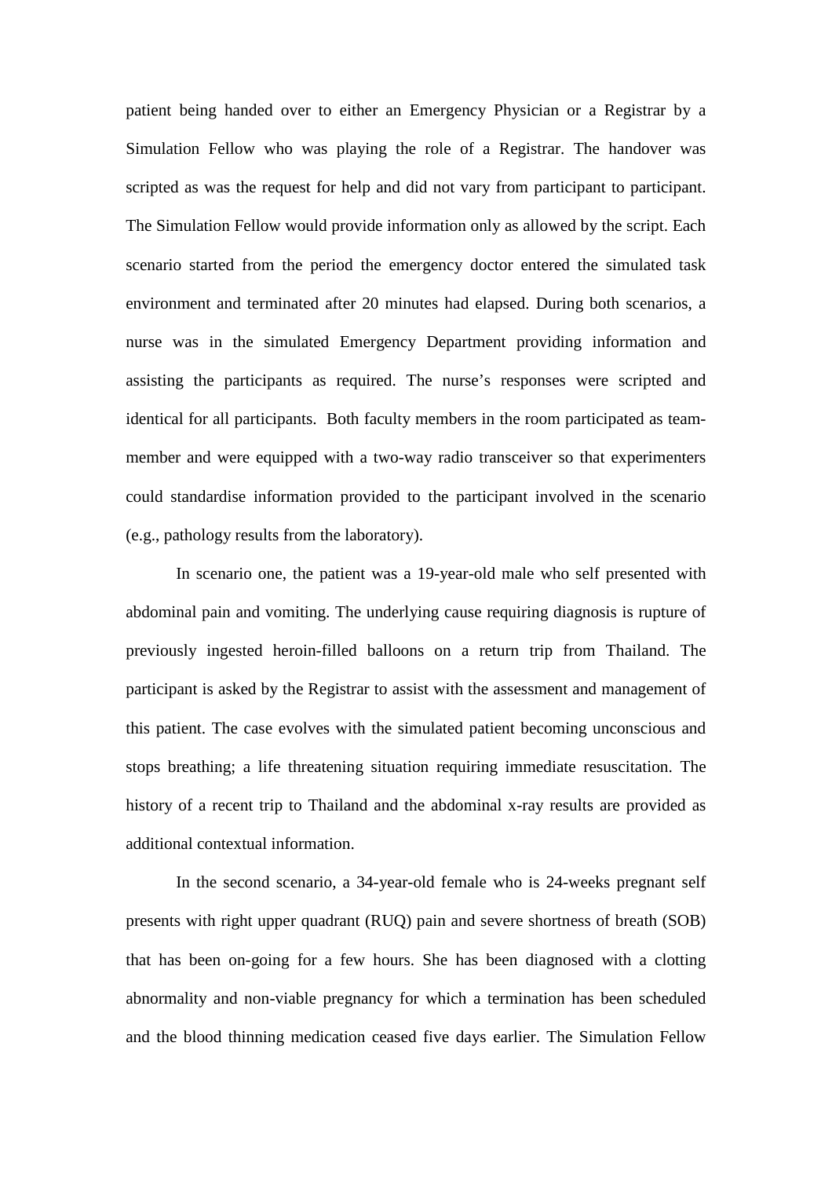patient being handed over to either an Emergency Physician or a Registrar by a Simulation Fellow who was playing the role of a Registrar. The handover was scripted as was the request for help and did not vary from participant to participant. The Simulation Fellow would provide information only as allowed by the script. Each scenario started from the period the emergency doctor entered the simulated task environment and terminated after 20 minutes had elapsed. During both scenarios, a nurse was in the simulated Emergency Department providing information and assisting the participants as required. The nurse's responses were scripted and identical for all participants. Both faculty members in the room participated as team-member and were equipped with a two-way radio transceiver so that experimenters could standardise information provided to the participant involved in the scenario (e.g., pathology results from the laboratory).

In scenario one, the patient was a 19-year-old male who self presented with abdominal pain and vomiting. The underlying cause requiring diagnosis is rupture of previously ingested heroin-filled balloons on a return trip from Thailand. The participant is asked by the Registrar to assist with the assessment and management of this patient. The case evolves with the simulated patient becoming unconscious and stops breathing; a life threatening situation requiring immediate resuscitation. The history of a recent trip to Thailand and the abdominal x-ray results are provided as additional contextual information.

In the second scenario, a 34-year-old female who is 24-weeks pregnant self presents with right upper quadrant (RUQ) pain and severe shortness of breath (SOB) that has been on-going for a few hours. She has been diagnosed with a clotting abnormality and non-viable pregnancy for which a termination has been scheduled and the blood thinning medication ceased five days earlier. The Simulation Fellow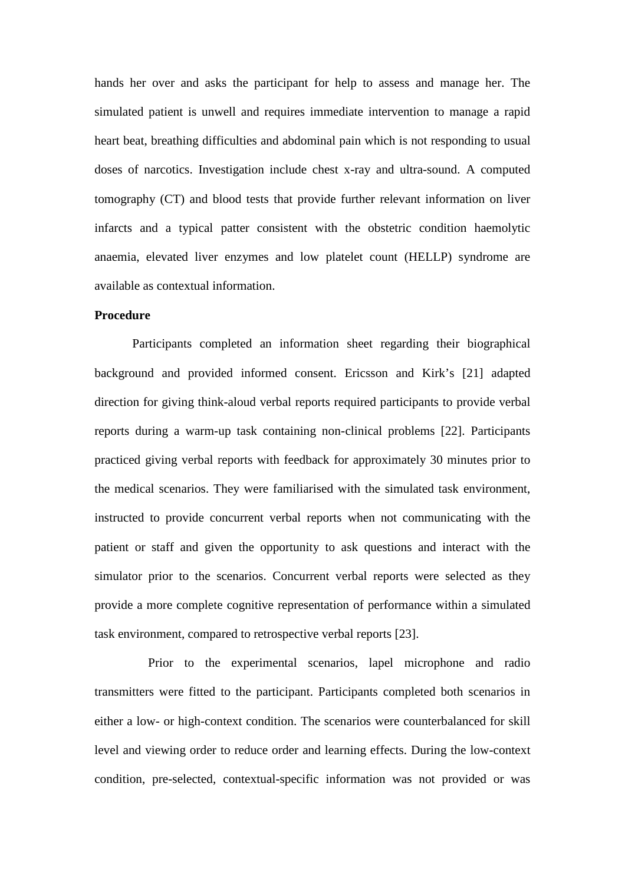hands her over and asks the participant for help to assess and manage her. The simulated patient is unwell and requires immediate intervention to manage a rapid heart beat, breathing difficulties and abdominal pain which is not responding to usual doses of narcotics. Investigation include chest x-ray and ultra-sound. A computed tomography (CT) and blood tests that provide further relevant information on liver infarcts and a typical patter consistent with the obstetric condition haemolytic anaemia, elevated liver enzymes and low platelet count (HELLP) syndrome are available as contextual information.

**Procedure**

Participants completed an information sheet regarding their biographical background and provided informed consent. Ericsson and Kirk's [21] adapted direction for giving think-aloud verbal reports required participants to provide verbal reports during a warm-up task containing non-clinical problems [22]. Participants practiced giving verbal reports with feedback for approximately 30 minutes prior to the medical scenarios. They were familiarised with the simulated task environment, instructed to provide concurrent verbal reports when not communicating with the patient or staff and given the opportunity to ask questions and interact with the simulator prior to the scenarios. Concurrent verbal reports were selected as they provide a more complete cognitive representation of performance within a simulated task environment, compared to retrospective verbal reports [23].

Prior to the experimental scenarios, lapel microphone and radio transmitters were fitted to the participant. Participants completed both scenarios in either a low- or high-context condition. The scenarios were counterbalanced for skill level and viewing order to reduce order and learning effects. During the low-context condition, pre-selected, contextual-specific information was not provided or was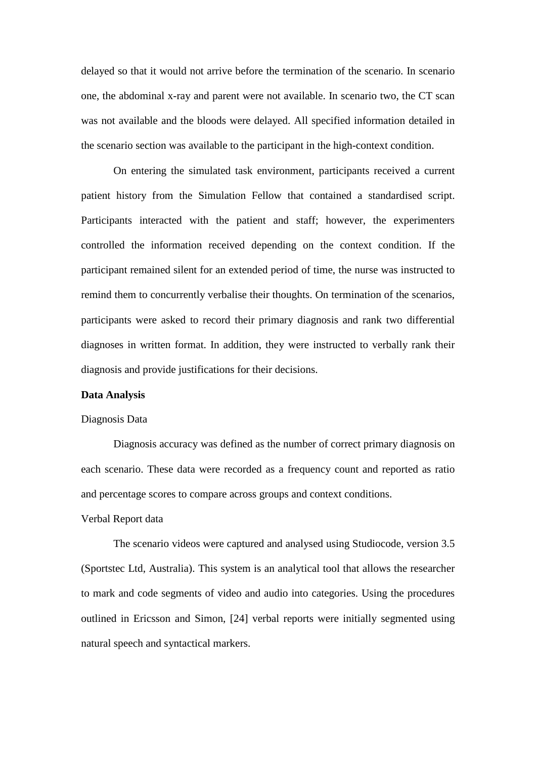delayed so that it would not arrive before the termination of the scenario. In scenario one, the abdominal x-ray and parent were not available. In scenario two, the CT scan was not available and the bloods were delayed. All specified information detailed in the scenario section was available to the participant in the high-context condition.

On entering the simulated task environment, participants received a current patient history from the Simulation Fellow that contained a standardised script. Participants interacted with the patient and staff; however, the experimenters controlled the information received depending on the context condition. If the participant remained silent for an extended period of time, the nurse was instructed to remind them to concurrently verbalise their thoughts. On termination of the scenarios, participants were asked to record their primary diagnosis and rank two differential diagnoses in written format. In addition, they were instructed to verbally rank their diagnosis and provide justifications for their decisions.

**Data Analysis**

Diagnosis Data

Diagnosis accuracy was defined as the number of correct primary diagnosis on each scenario. These data were recorded as a frequency count and reported as ratio and percentage scores to compare across groups and context conditions.

Verbal Report data

The scenario videos were captured and analysed using Studiocode, version 3.5 (Sportstec Ltd, Australia). This system is an analytical tool that allows the researcher to mark and code segments of video and audio into categories. Using the procedures outlined in Ericsson and Simon, [24] verbal reports were initially segmented using natural speech and syntactical markers.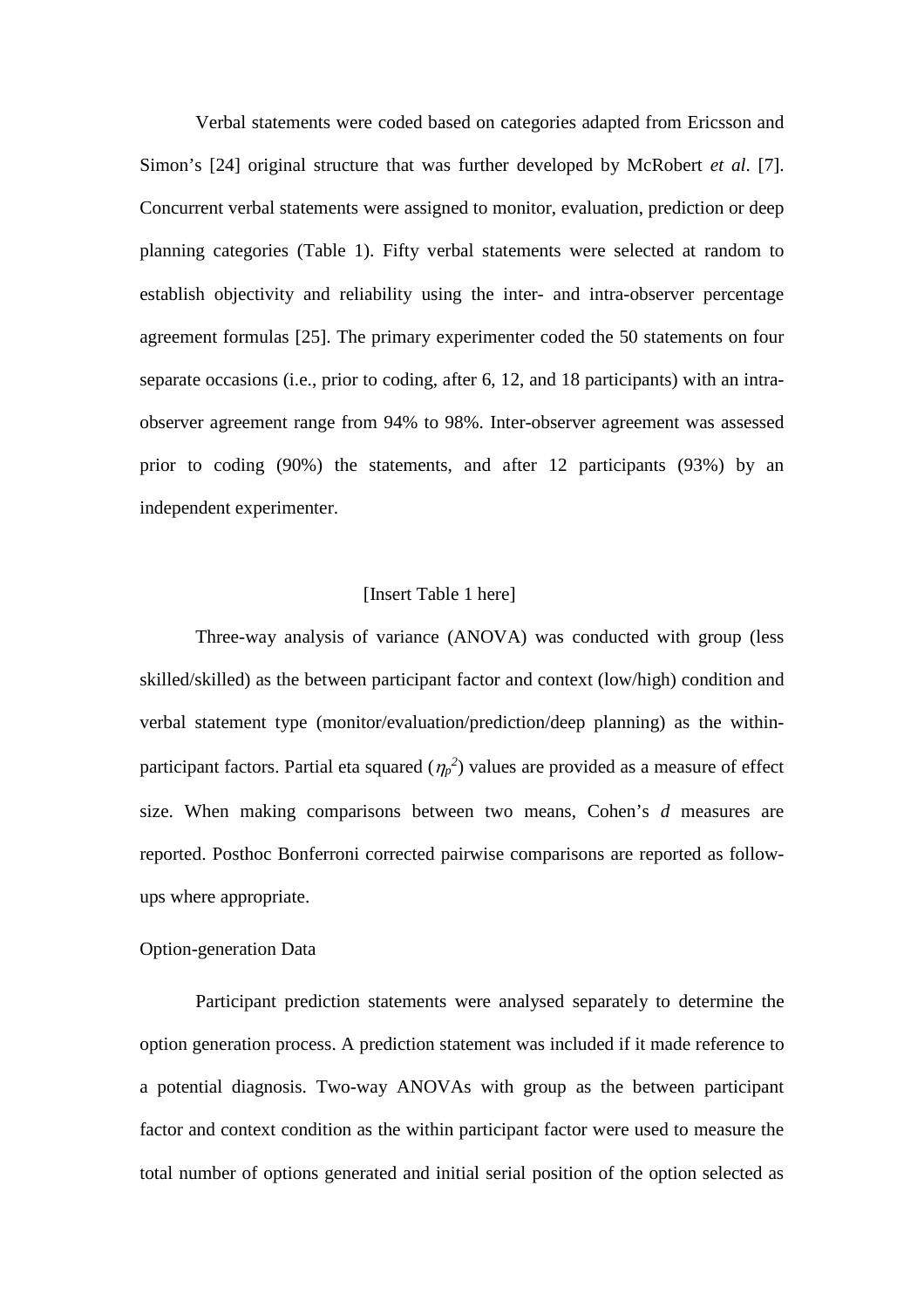Verbal statements were coded based on categories adapted from Ericsson and Simon's [24] original structure that was further developed by McRobert *et al*. [7]. Concurrent verbal statements were assigned to monitor, evaluation, prediction or deep planning categories (Table 1). Fifty verbal statements were selected at random to establish objectivity and reliability using the inter- and intra-observer percentage agreement formulas [25]. The primary experimenter coded the 50 statements on four separate occasions (i.e., prior to coding, after 6, 12, and 18 participants) with an intra-observer agreement range from 94% to 98%. Inter-observer agreement was assessed prior to coding (90%) the statements, and after 12 participants (93%) by an independent experimenter.

[Insert Table 1 here]

Three-way analysis of variance (ANOVA) was conducted with group (less skilled/skilled) as the between participant factor and context (low/high) condition and verbal statement type (monitor/evaluation/prediction/deep planning) as the within-participant factors. Partial eta squared ($\eta_p^2$) values are provided as a measure of effect size. When making comparisons between two means, Cohen's *d* measures are reported. Posthoc Bonferroni corrected pairwise comparisons are reported as follow-ups where appropriate.

Option-generation Data

Participant prediction statements were analysed separately to determine the option generation process. A prediction statement was included if it made reference to a potential diagnosis. Two-way ANOVAs with group as the between participant factor and context condition as the within participant factor were used to measure the total number of options generated and initial serial position of the option selected as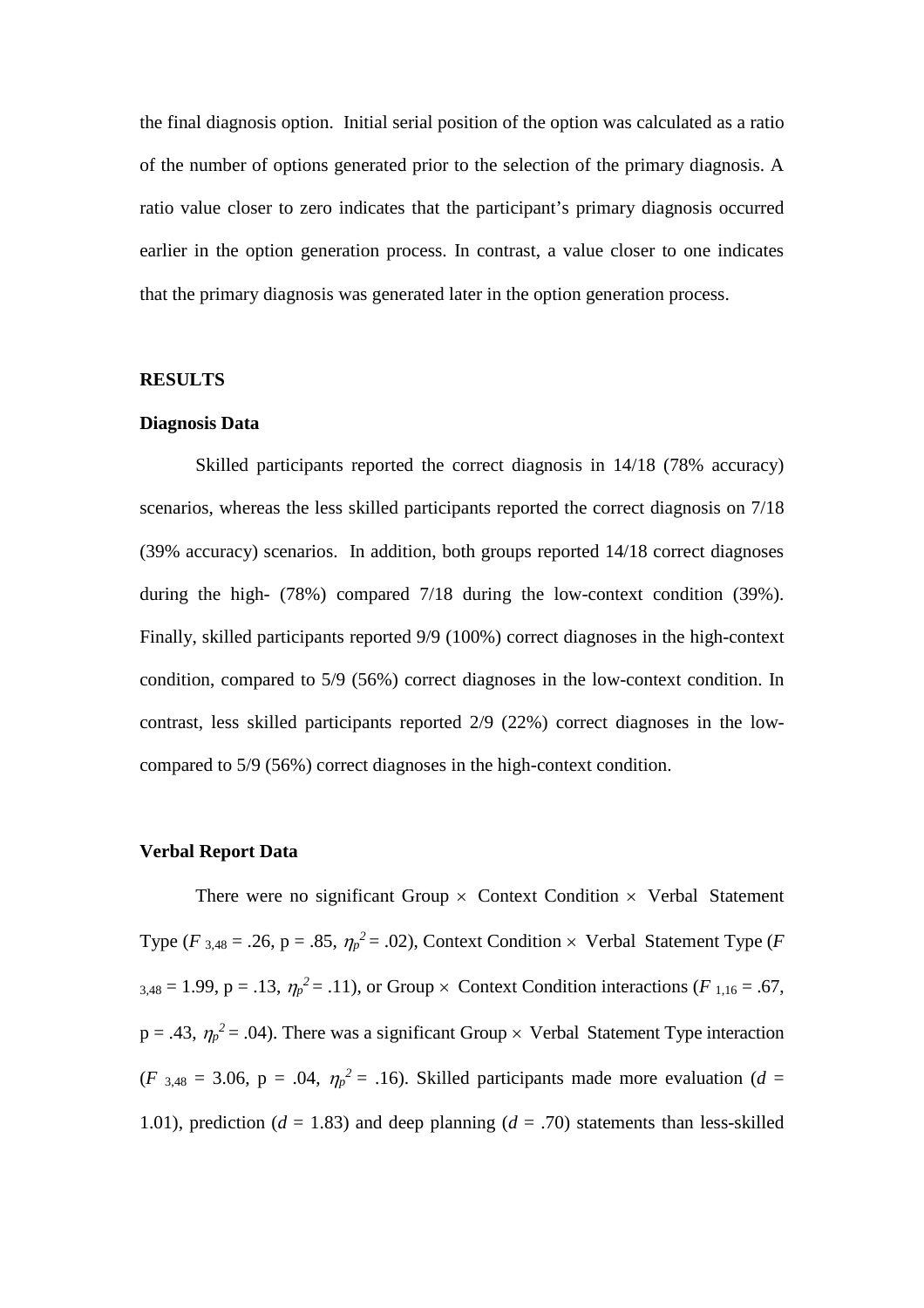the final diagnosis option. Initial serial position of the option was calculated as a ratio of the number of options generated prior to the selection of the primary diagnosis. A ratio value closer to zero indicates that the participant's primary diagnosis occurred earlier in the option generation process. In contrast, a value closer to one indicates that the primary diagnosis was generated later in the option generation process.

## RESULTS

### Diagnosis Data

Skilled participants reported the correct diagnosis in 14/18 (78% accuracy) scenarios, whereas the less skilled participants reported the correct diagnosis on 7/18 (39% accuracy) scenarios. In addition, both groups reported 14/18 correct diagnoses during the high- (78%) compared 7/18 during the low-context condition (39%). Finally, skilled participants reported 9/9 (100%) correct diagnoses in the high-context condition, compared to 5/9 (56%) correct diagnoses in the low-context condition. In contrast, less skilled participants reported 2/9 (22%) correct diagnoses in the low- compared to 5/9 (56%) correct diagnoses in the high-context condition.

### Verbal Report Data

There were no significant Group × Context Condition × Verbal Statement Type ($F_{3,48}$ = .26, p = .85, $\eta_p^2$ = .02), Context Condition × Verbal Statement Type ($F_{3,48}$ = 1.99, p = .13, $\eta_p^2$ = .11), or Group × Context Condition interactions ($F_{1,16}$ = .67, p = .43, $\eta_p^2$ = .04). There was a significant Group × Verbal Statement Type interaction ($F_{3,48}$ = 3.06, p = .04, $\eta_p^2$ = .16). Skilled participants made more evaluation ($d$ = 1.01), prediction ($d$ = 1.83) and deep planning ($d$ = .70) statements than less-skilled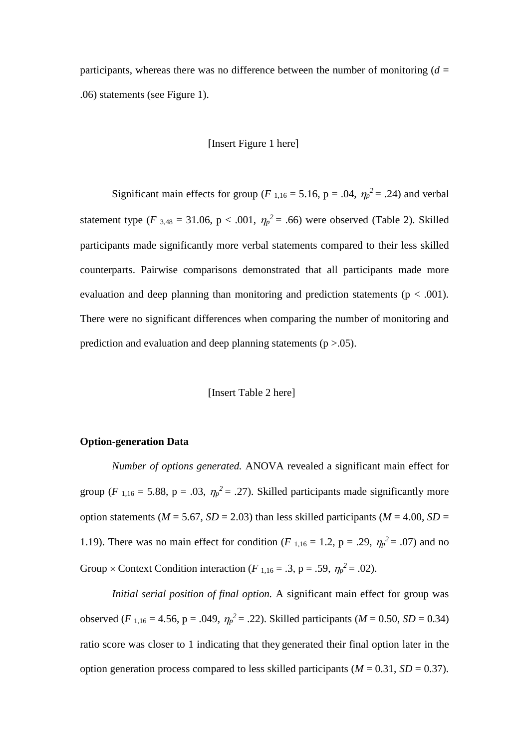participants, whereas there was no difference between the number of monitoring ($d$ = .06) statements (see Figure 1).

[Insert Figure 1 here]

Significant main effects for group ($F_{1,16}$ = 5.16, p = .04, $\eta_p^2$ = .24) and verbal statement type ($F_{3,48}$ = 31.06, p < .001, $\eta_p^2$ = .66) were observed (Table 2). Skilled participants made significantly more verbal statements compared to their less skilled counterparts. Pairwise comparisons demonstrated that all participants made more evaluation and deep planning than monitoring and prediction statements (p < .001). There were no significant differences when comparing the number of monitoring and prediction and evaluation and deep planning statements (p >.05).

[Insert Table 2 here]

**Option-generation Data**

*Number of options generated.* ANOVA revealed a significant main effect for group ($F_{1,16}$ = 5.88, p = .03, $\eta_p^2$ = .27). Skilled participants made significantly more option statements ($M$ = 5.67, $SD$ = 2.03) than less skilled participants ($M$ = 4.00, $SD$ = 1.19). There was no main effect for condition ($F_{1,16}$ = 1.2, p = .29, $\eta_p^2$ = .07) and no Group × Context Condition interaction ($F_{1,16}$ = .3, p = .59, $\eta_p^2$ = .02).

*Initial serial position of final option.* A significant main effect for group was observed ($F_{1,16}$ = 4.56, p = .049, $\eta_p^2$ = .22). Skilled participants ($M$ = 0.50, $SD$ = 0.34) ratio score was closer to 1 indicating that they generated their final option later in the option generation process compared to less skilled participants ($M$ = 0.31, $SD$ = 0.37).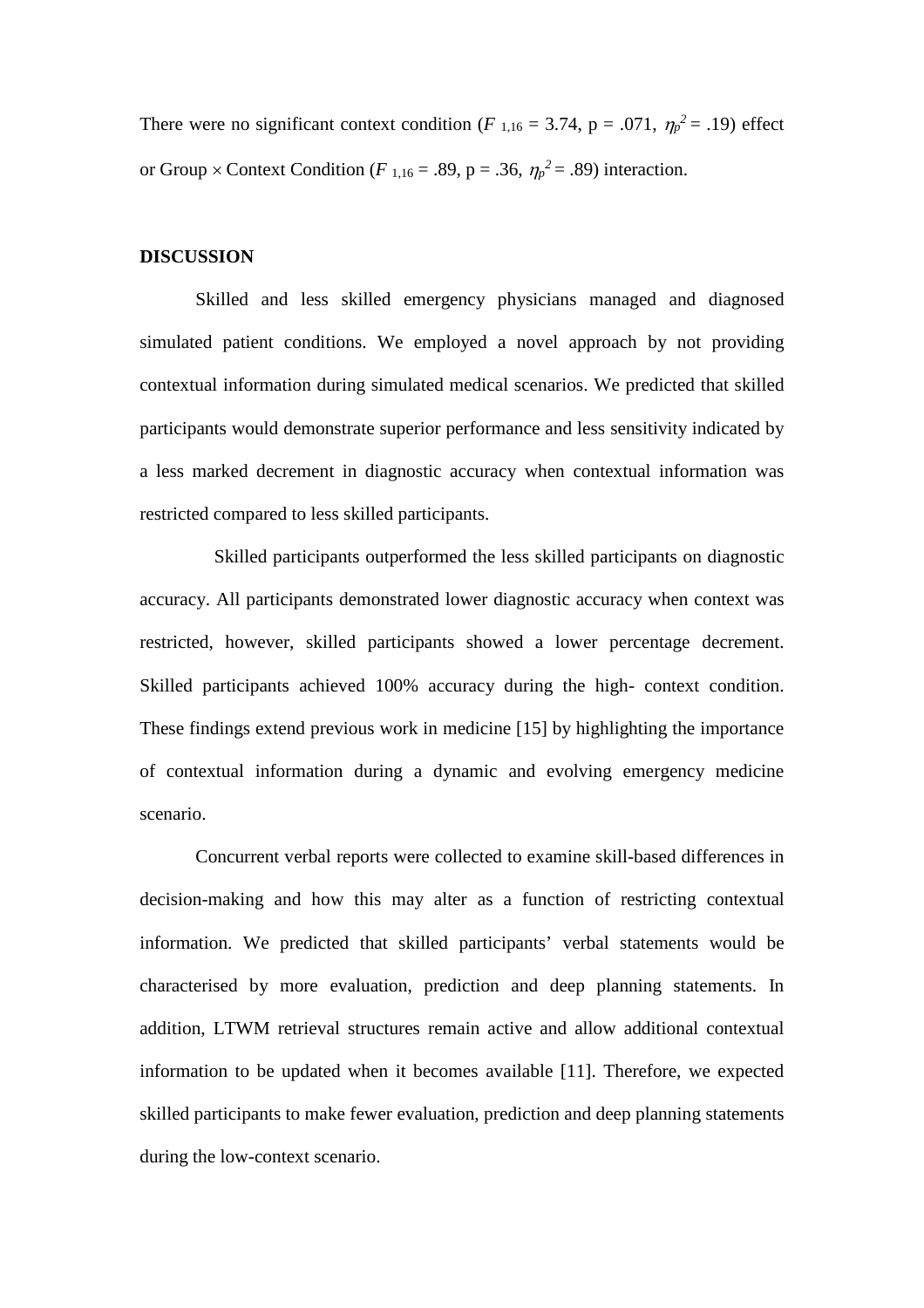There were no significant context condition ($F_{1,16} = 3.74$, p = .071, $\eta_p^2 = .19$) effect or Group $\times$ Context Condition ($F_{1,16} = .89$, p = .36, $\eta_p^2 = .89$) interaction.

## DISCUSSION

Skilled and less skilled emergency physicians managed and diagnosed simulated patient conditions. We employed a novel approach by not providing contextual information during simulated medical scenarios. We predicted that skilled participants would demonstrate superior performance and less sensitivity indicated by a less marked decrement in diagnostic accuracy when contextual information was restricted compared to less skilled participants.

Skilled participants outperformed the less skilled participants on diagnostic accuracy. All participants demonstrated lower diagnostic accuracy when context was restricted, however, skilled participants showed a lower percentage decrement. Skilled participants achieved 100% accuracy during the high- context condition. These findings extend previous work in medicine [15] by highlighting the importance of contextual information during a dynamic and evolving emergency medicine scenario.

Concurrent verbal reports were collected to examine skill-based differences in decision-making and how this may alter as a function of restricting contextual information. We predicted that skilled participants' verbal statements would be characterised by more evaluation, prediction and deep planning statements. In addition, LTWM retrieval structures remain active and allow additional contextual information to be updated when it becomes available [11]. Therefore, we expected skilled participants to make fewer evaluation, prediction and deep planning statements during the low-context scenario.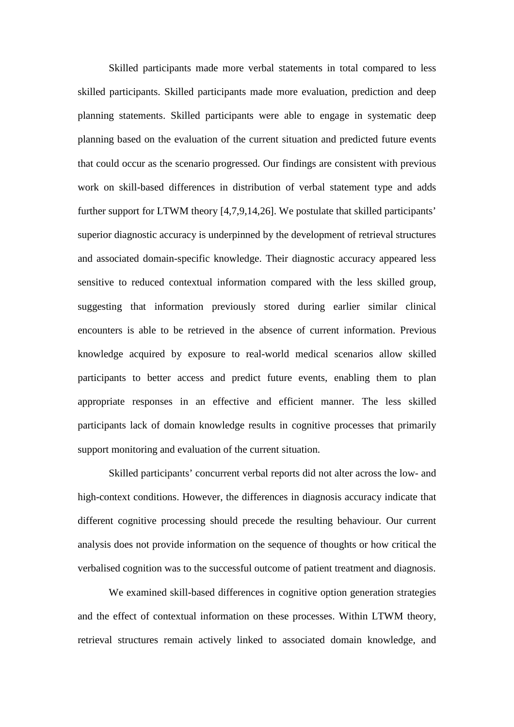Skilled participants made more verbal statements in total compared to less skilled participants. Skilled participants made more evaluation, prediction and deep planning statements. Skilled participants were able to engage in systematic deep planning based on the evaluation of the current situation and predicted future events that could occur as the scenario progressed. Our findings are consistent with previous work on skill-based differences in distribution of verbal statement type and adds further support for LTWM theory [4,7,9,14,26]. We postulate that skilled participants' superior diagnostic accuracy is underpinned by the development of retrieval structures and associated domain-specific knowledge. Their diagnostic accuracy appeared less sensitive to reduced contextual information compared with the less skilled group, suggesting that information previously stored during earlier similar clinical encounters is able to be retrieved in the absence of current information. Previous knowledge acquired by exposure to real-world medical scenarios allow skilled participants to better access and predict future events, enabling them to plan appropriate responses in an effective and efficient manner. The less skilled participants lack of domain knowledge results in cognitive processes that primarily support monitoring and evaluation of the current situation.

Skilled participants' concurrent verbal reports did not alter across the low- and high-context conditions. However, the differences in diagnosis accuracy indicate that different cognitive processing should precede the resulting behaviour. Our current analysis does not provide information on the sequence of thoughts or how critical the verbalised cognition was to the successful outcome of patient treatment and diagnosis.

We examined skill-based differences in cognitive option generation strategies and the effect of contextual information on these processes. Within LTWM theory, retrieval structures remain actively linked to associated domain knowledge, and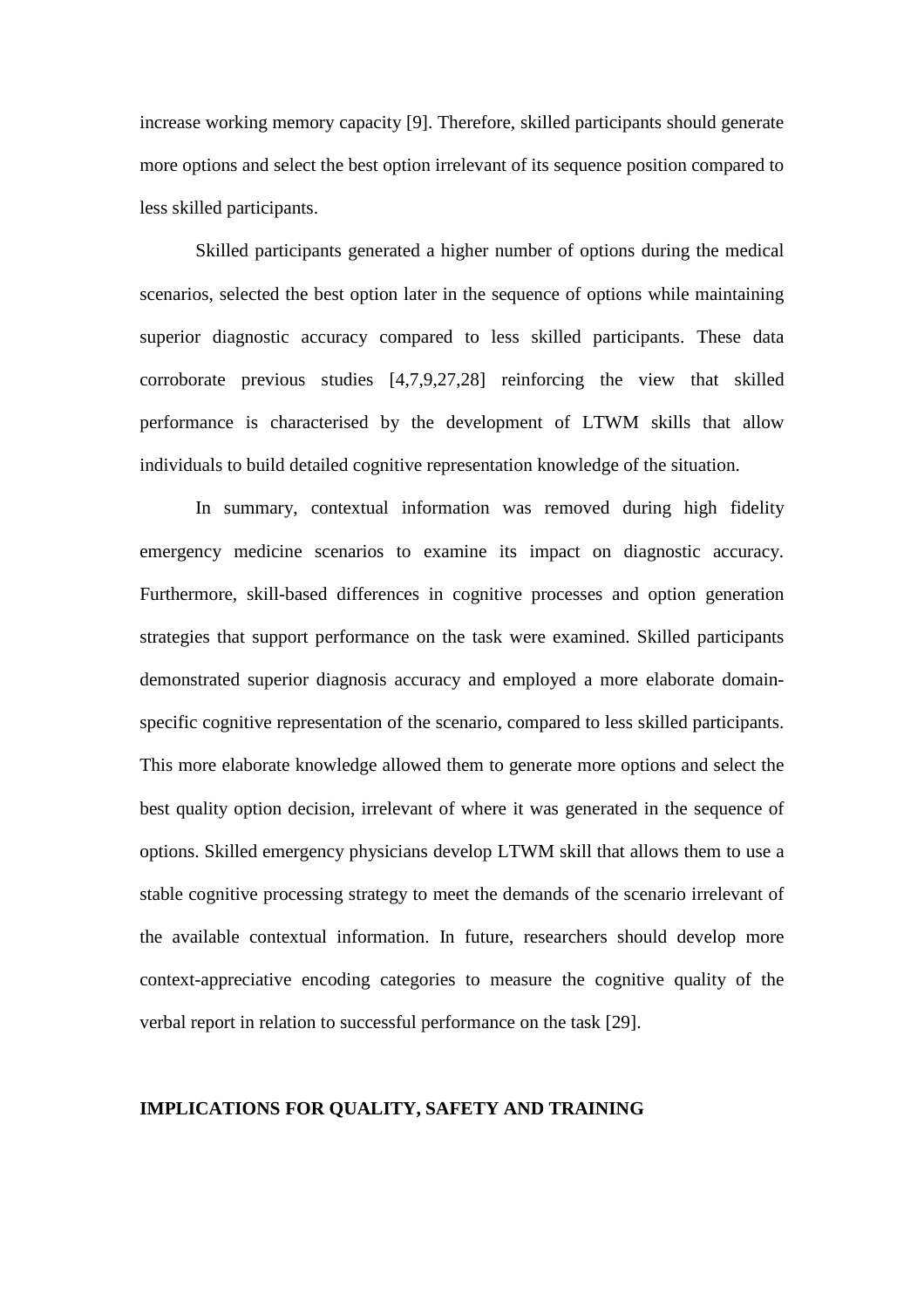increase working memory capacity [9]. Therefore, skilled participants should generate more options and select the best option irrelevant of its sequence position compared to less skilled participants.

Skilled participants generated a higher number of options during the medical scenarios, selected the best option later in the sequence of options while maintaining superior diagnostic accuracy compared to less skilled participants. These data corroborate previous studies [4,7,9,27,28] reinforcing the view that skilled performance is characterised by the development of LTWM skills that allow individuals to build detailed cognitive representation knowledge of the situation.

In summary, contextual information was removed during high fidelity emergency medicine scenarios to examine its impact on diagnostic accuracy. Furthermore, skill-based differences in cognitive processes and option generation strategies that support performance on the task were examined. Skilled participants demonstrated superior diagnosis accuracy and employed a more elaborate domain-specific cognitive representation of the scenario, compared to less skilled participants. This more elaborate knowledge allowed them to generate more options and select the best quality option decision, irrelevant of where it was generated in the sequence of options. Skilled emergency physicians develop LTWM skill that allows them to use a stable cognitive processing strategy to meet the demands of the scenario irrelevant of the available contextual information. In future, researchers should develop more context-appreciative encoding categories to measure the cognitive quality of the verbal report in relation to successful performance on the task [29].

## IMPLICATIONS FOR QUALITY, SAFETY AND TRAINING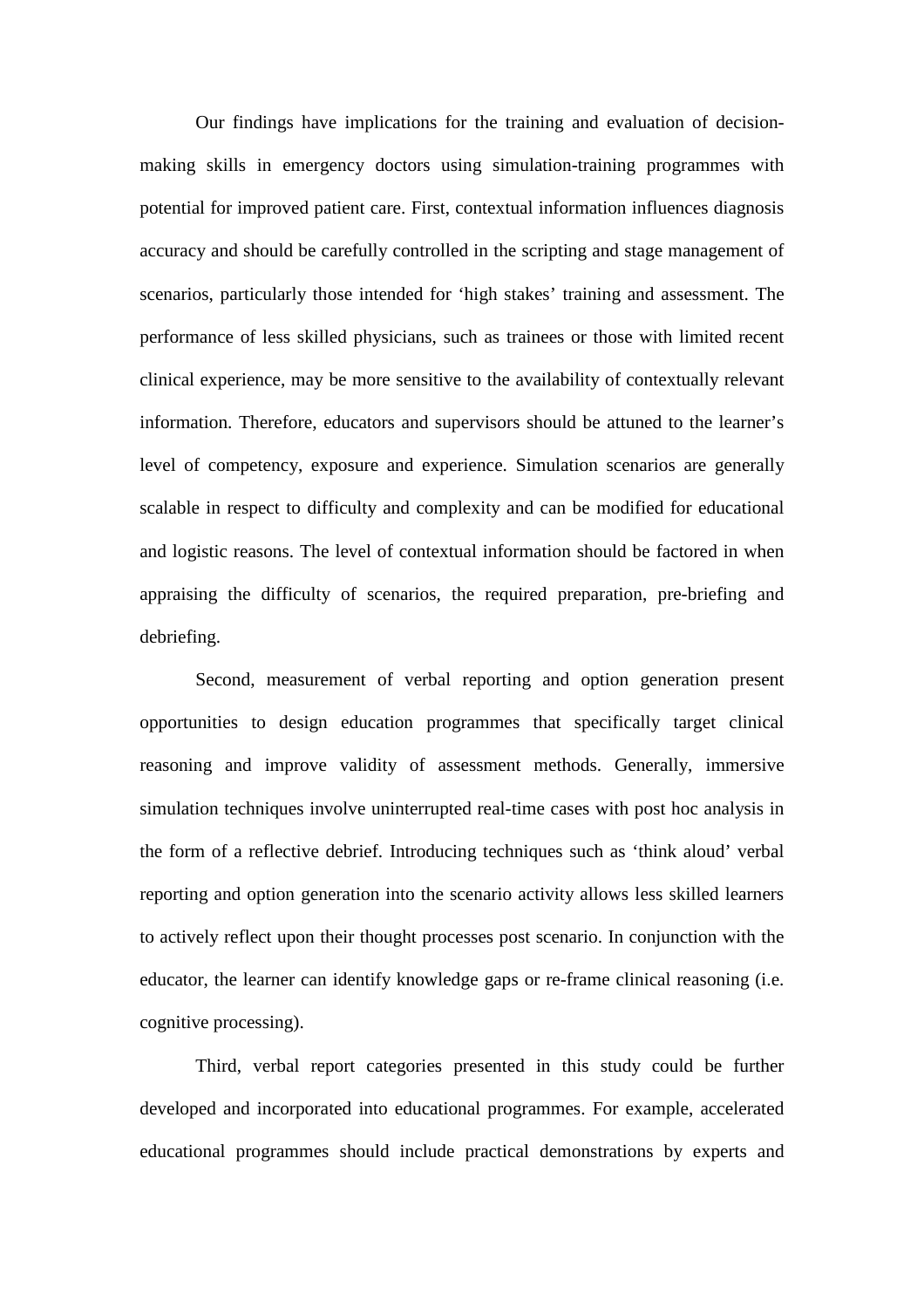Our findings have implications for the training and evaluation of decision-making skills in emergency doctors using simulation-training programmes with potential for improved patient care. First, contextual information influences diagnosis accuracy and should be carefully controlled in the scripting and stage management of scenarios, particularly those intended for 'high stakes' training and assessment. The performance of less skilled physicians, such as trainees or those with limited recent clinical experience, may be more sensitive to the availability of contextually relevant information. Therefore, educators and supervisors should be attuned to the learner's level of competency, exposure and experience. Simulation scenarios are generally scalable in respect to difficulty and complexity and can be modified for educational and logistic reasons. The level of contextual information should be factored in when appraising the difficulty of scenarios, the required preparation, pre-briefing and debriefing.

Second, measurement of verbal reporting and option generation present opportunities to design education programmes that specifically target clinical reasoning and improve validity of assessment methods. Generally, immersive simulation techniques involve uninterrupted real-time cases with post hoc analysis in the form of a reflective debrief. Introducing techniques such as 'think aloud' verbal reporting and option generation into the scenario activity allows less skilled learners to actively reflect upon their thought processes post scenario. In conjunction with the educator, the learner can identify knowledge gaps or re-frame clinical reasoning (i.e. cognitive processing).

Third, verbal report categories presented in this study could be further developed and incorporated into educational programmes. For example, accelerated educational programmes should include practical demonstrations by experts and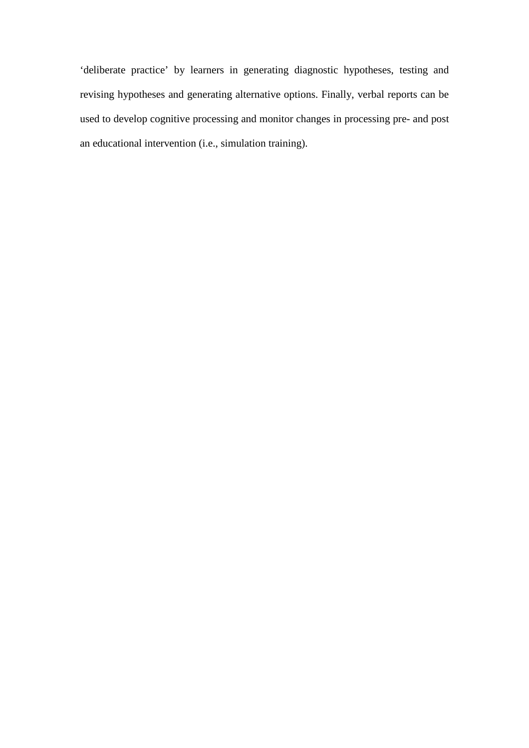‘deliberate practice’ by learners in generating diagnostic hypotheses, testing and revising hypotheses and generating alternative options. Finally, verbal reports can be used to develop cognitive processing and monitor changes in processing pre- and post an educational intervention (i.e., simulation training).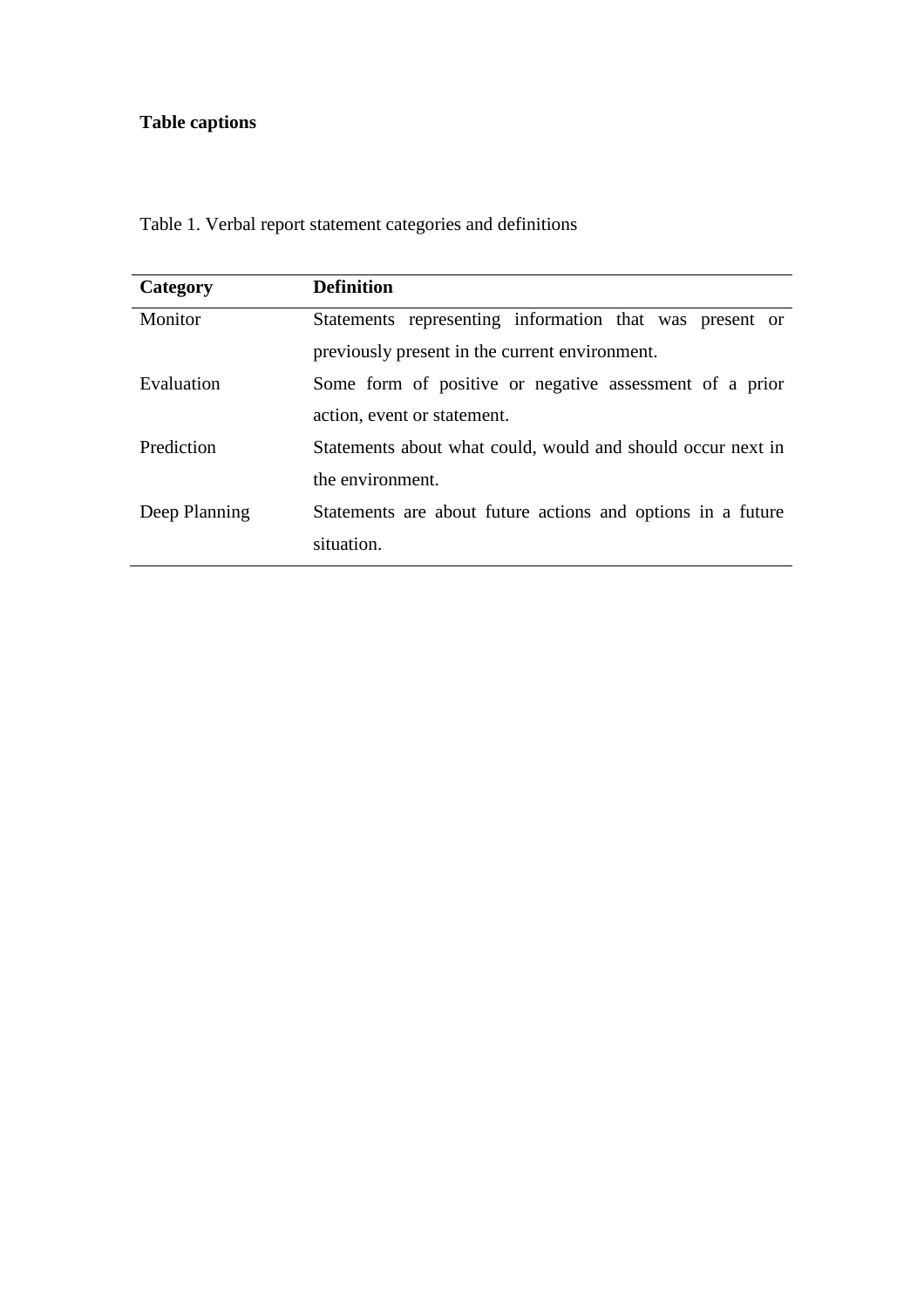**Table captions**

Table 1. Verbal report statement categories and definitions

| **Category** | **Definition** |
|---|---|
| Monitor | Statements representing information that was present or previously present in the current environment. |
| Evaluation | Some form of positive or negative assessment of a prior action, event or statement. |
| Prediction | Statements about what could, would and should occur next in the environment. |
| Deep Planning | Statements are about future actions and options in a future situation. |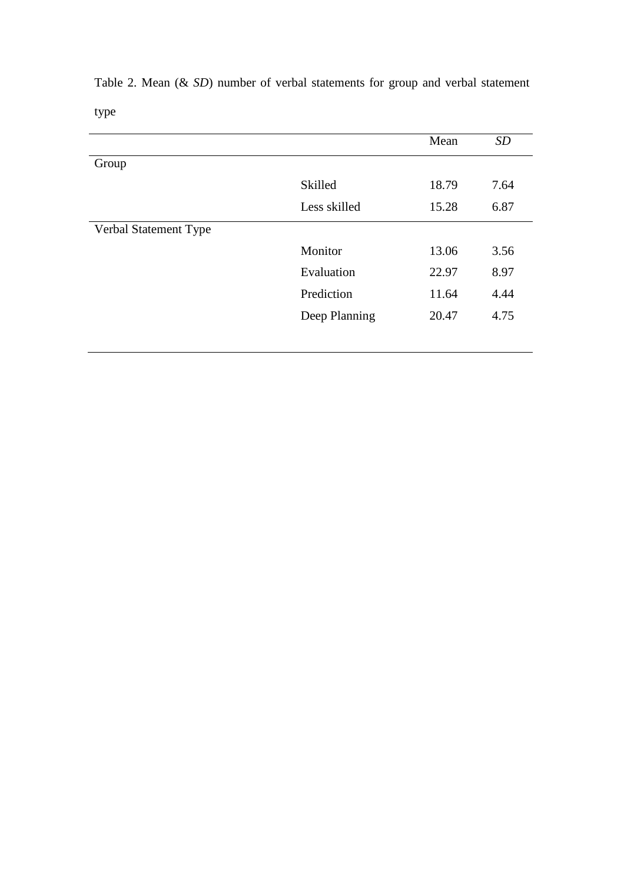Table 2. Mean (& *SD*) number of verbal statements for group and verbal statement type

| | | Mean | *SD* |
|---|---|---|---|
| Group | | | |
| | Skilled | 18.79 | 7.64 |
| | Less skilled | 15.28 | 6.87 |
| Verbal Statement Type | | | |
| | Monitor | 13.06 | 3.56 |
| | Evaluation | 22.97 | 8.97 |
| | Prediction | 11.64 | 4.44 |
| | Deep Planning | 20.47 | 4.75 |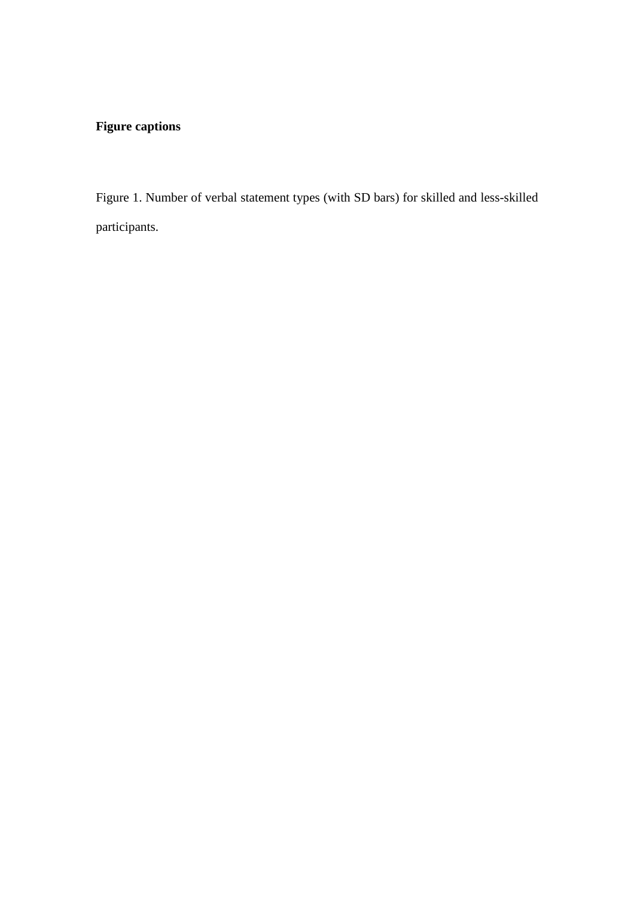**Figure captions**

Figure 1. Number of verbal statement types (with SD bars) for skilled and less-skilled participants.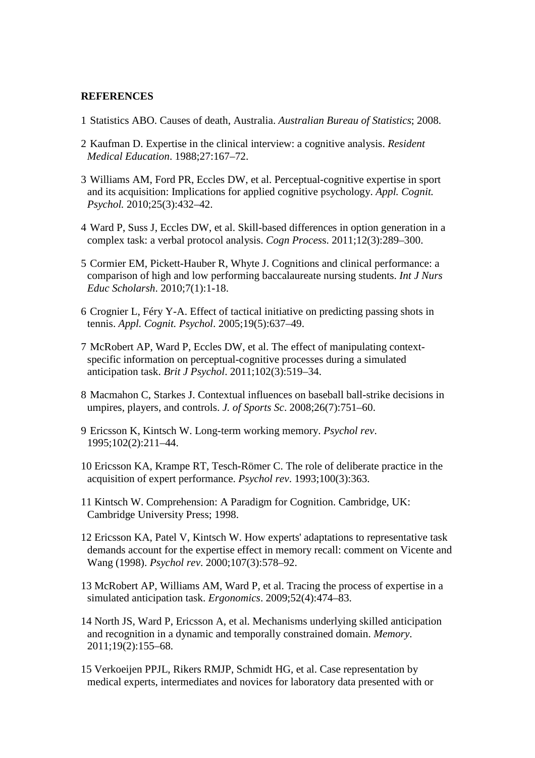**REFERENCES**

1 Statistics ABO. Causes of death, Australia. *Australian Bureau of Statistics*; 2008.

2 Kaufman D. Expertise in the clinical interview: a cognitive analysis. *Resident Medical Education*. 1988;27:167–72.

3 Williams AM, Ford PR, Eccles DW, et al. Perceptual-cognitive expertise in sport and its acquisition: Implications for applied cognitive psychology. *Appl. Cognit. Psychol.* 2010;25(3):432–42.

4 Ward P, Suss J, Eccles DW, et al. Skill-based differences in option generation in a complex task: a verbal protocol analysis. *Cogn Process*. 2011;12(3):289–300.

5 Cormier EM, Pickett-Hauber R, Whyte J. Cognitions and clinical performance: a comparison of high and low performing baccalaureate nursing students. *Int J Nurs Educ Scholarsh*. 2010;7(1):1-18.

6 Crognier L, Féry Y-A. Effect of tactical initiative on predicting passing shots in tennis. *Appl. Cognit. Psychol*. 2005;19(5):637–49.

7 McRobert AP, Ward P, Eccles DW, et al. The effect of manipulating context-specific information on perceptual-cognitive processes during a simulated anticipation task. *Brit J Psychol*. 2011;102(3):519–34.

8 Macmahon C, Starkes J. Contextual influences on baseball ball-strike decisions in umpires, players, and controls. *J. of Sports Sc*. 2008;26(7):751–60.

9 Ericsson K, Kintsch W. Long-term working memory. *Psychol rev*. 1995;102(2):211–44.

10 Ericsson KA, Krampe RT, Tesch-Römer C. The role of deliberate practice in the acquisition of expert performance. *Psychol rev*. 1993;100(3):363.

11 Kintsch W. Comprehension: A Paradigm for Cognition. Cambridge, UK: Cambridge University Press; 1998.

12 Ericsson KA, Patel V, Kintsch W. How experts' adaptations to representative task demands account for the expertise effect in memory recall: comment on Vicente and Wang (1998). *Psychol rev*. 2000;107(3):578–92.

13 McRobert AP, Williams AM, Ward P, et al. Tracing the process of expertise in a simulated anticipation task. *Ergonomics*. 2009;52(4):474–83.

14 North JS, Ward P, Ericsson A, et al. Mechanisms underlying skilled anticipation and recognition in a dynamic and temporally constrained domain. *Memory*. 2011;19(2):155–68.

15 Verkoeijen PPJL, Rikers RMJP, Schmidt HG, et al. Case representation by medical experts, intermediates and novices for laboratory data presented with or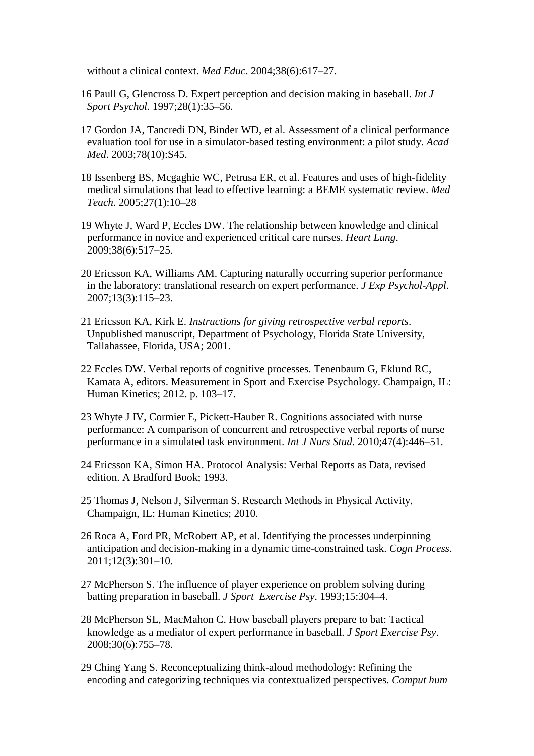without a clinical context. *Med Educ*. 2004;38(6):617–27.

16 Paull G, Glencross D. Expert perception and decision making in baseball. *Int J Sport Psychol*. 1997;28(1):35–56.

17 Gordon JA, Tancredi DN, Binder WD, et al. Assessment of a clinical performance evaluation tool for use in a simulator-based testing environment: a pilot study. *Acad Med*. 2003;78(10):S45.

18 Issenberg BS, Mcgaghie WC, Petrusa ER, et al. Features and uses of high-fidelity medical simulations that lead to effective learning: a BEME systematic review. *Med Teach*. 2005;27(1):10–28

19 Whyte J, Ward P, Eccles DW. The relationship between knowledge and clinical performance in novice and experienced critical care nurses. *Heart Lung*. 2009;38(6):517–25.

20 Ericsson KA, Williams AM. Capturing naturally occurring superior performance in the laboratory: translational research on expert performance. *J Exp Psychol-Appl*. 2007;13(3):115–23.

21 Ericsson KA, Kirk E. *Instructions for giving retrospective verbal reports*. Unpublished manuscript, Department of Psychology, Florida State University, Tallahassee, Florida, USA; 2001.

22 Eccles DW. Verbal reports of cognitive processes. Tenenbaum G, Eklund RC, Kamata A, editors. Measurement in Sport and Exercise Psychology. Champaign, IL: Human Kinetics; 2012. p. 103–17.

23 Whyte J IV, Cormier E, Pickett-Hauber R. Cognitions associated with nurse performance: A comparison of concurrent and retrospective verbal reports of nurse performance in a simulated task environment. *Int J Nurs Stud*. 2010;47(4):446–51.

24 Ericsson KA, Simon HA. Protocol Analysis: Verbal Reports as Data, revised edition. A Bradford Book; 1993.

25 Thomas J, Nelson J, Silverman S. Research Methods in Physical Activity. Champaign, IL: Human Kinetics; 2010.

26 Roca A, Ford PR, McRobert AP, et al. Identifying the processes underpinning anticipation and decision-making in a dynamic time-constrained task. *Cogn Process*. 2011;12(3):301–10.

27 McPherson S. The influence of player experience on problem solving during batting preparation in baseball. *J Sport Exercise Psy*. 1993;15:304–4.

28 McPherson SL, MacMahon C. How baseball players prepare to bat: Tactical knowledge as a mediator of expert performance in baseball. *J Sport Exercise Psy*. 2008;30(6):755–78.

29 Ching Yang S. Reconceptualizing think-aloud methodology: Refining the encoding and categorizing techniques via contextualized perspectives. *Comput hum*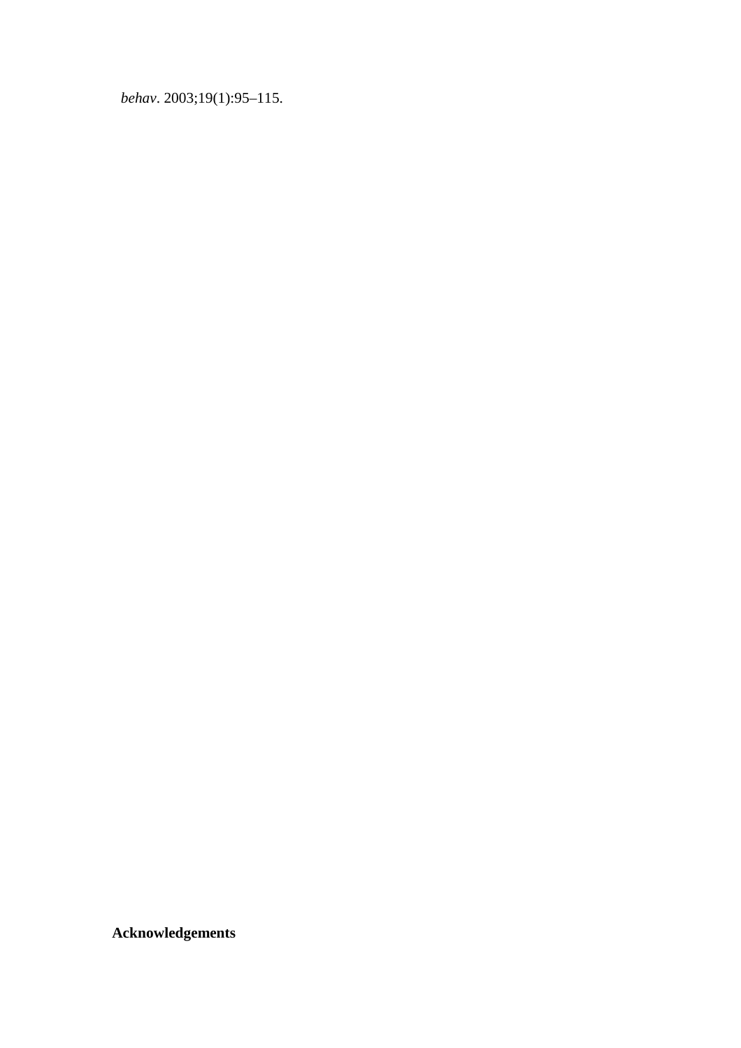*behav*. 2003;19(1):95–115.

## Acknowledgements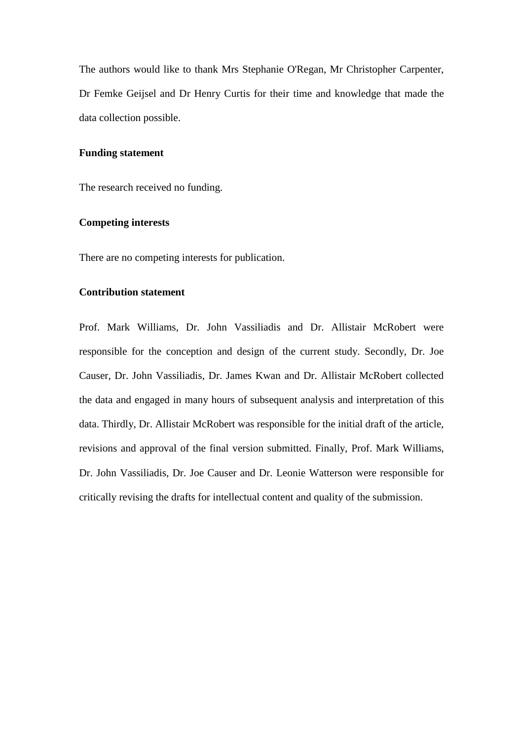The authors would like to thank Mrs Stephanie O'Regan, Mr Christopher Carpenter, Dr Femke Geijsel and Dr Henry Curtis for their time and knowledge that made the data collection possible.

**Funding statement**

The research received no funding.

**Competing interests**

There are no competing interests for publication.

**Contribution statement**

Prof. Mark Williams, Dr. John Vassiliadis and Dr. Allistair McRobert were responsible for the conception and design of the current study. Secondly, Dr. Joe Causer, Dr. John Vassiliadis, Dr. James Kwan and Dr. Allistair McRobert collected the data and engaged in many hours of subsequent analysis and interpretation of this data. Thirdly, Dr. Allistair McRobert was responsible for the initial draft of the article, revisions and approval of the final version submitted. Finally, Prof. Mark Williams, Dr. John Vassiliadis, Dr. Joe Causer and Dr. Leonie Watterson were responsible for critically revising the drafts for intellectual content and quality of the submission.